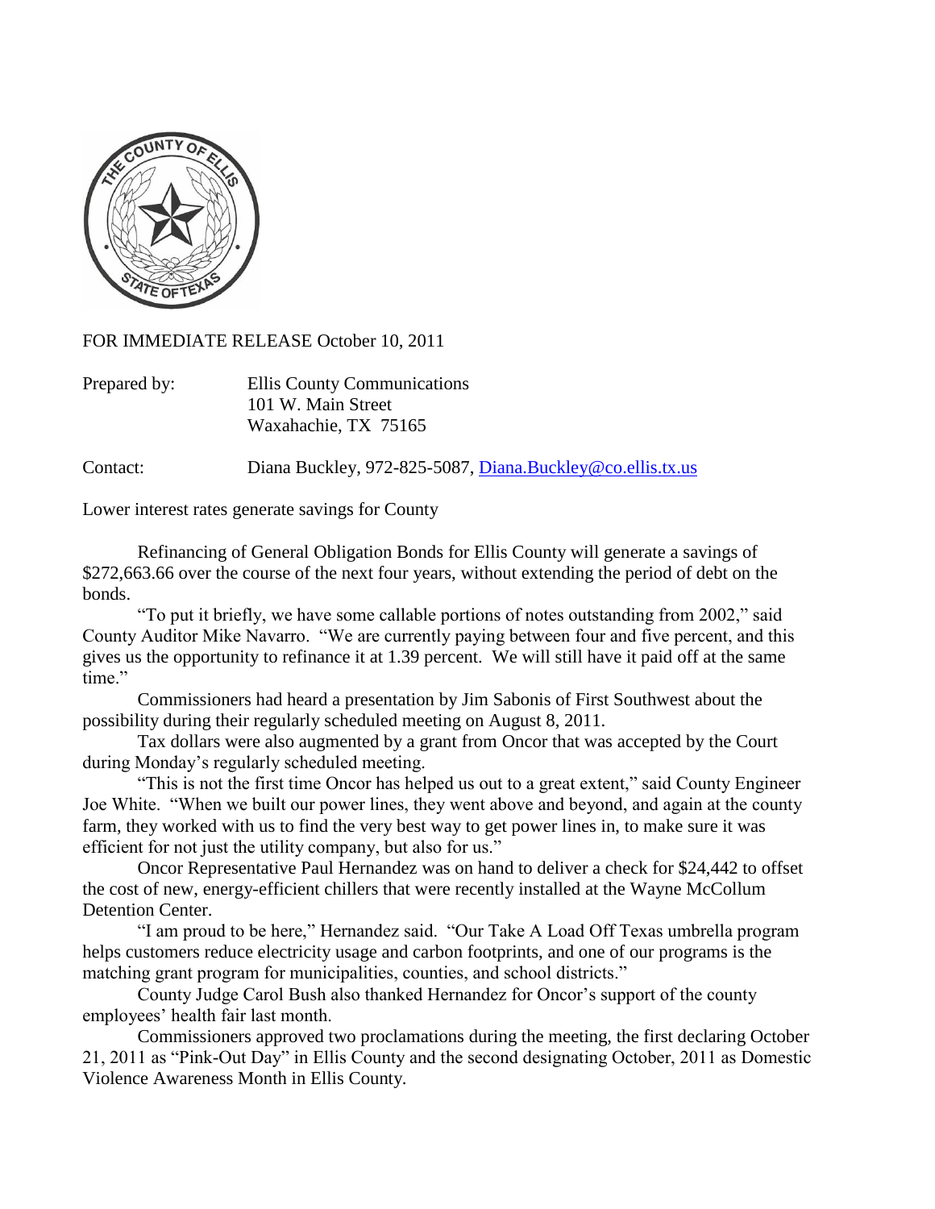FOR IMMEDIATE RELEASE October 10, 2011

Prepared by: Ellis County Communications
101 W. Main Street
Waxahachie, TX 75165

Contact: Diana Buckley, 972-825-5087, Diana.Buckley@co.ellis.tx.us

Lower interest rates generate savings for County

Refinancing of General Obligation Bonds for Ellis County will generate a savings of $272,663.66 over the course of the next four years, without extending the period of debt on the bonds.

"To put it briefly, we have some callable portions of notes outstanding from 2002," said County Auditor Mike Navarro. "We are currently paying between four and five percent, and this gives us the opportunity to refinance it at 1.39 percent. We will still have it paid off at the same time."

Commissioners had heard a presentation by Jim Sabonis of First Southwest about the possibility during their regularly scheduled meeting on August 8, 2011.

Tax dollars were also augmented by a grant from Oncor that was accepted by the Court during Monday's regularly scheduled meeting.

"This is not the first time Oncor has helped us out to a great extent," said County Engineer Joe White. "When we built our power lines, they went above and beyond, and again at the county farm, they worked with us to find the very best way to get power lines in, to make sure it was efficient for not just the utility company, but also for us."

Oncor Representative Paul Hernandez was on hand to deliver a check for $24,442 to offset the cost of new, energy-efficient chillers that were recently installed at the Wayne McCollum Detention Center.

"I am proud to be here," Hernandez said. "Our Take A Load Off Texas umbrella program helps customers reduce electricity usage and carbon footprints, and one of our programs is the matching grant program for municipalities, counties, and school districts."

County Judge Carol Bush also thanked Hernandez for Oncor's support of the county employees' health fair last month.

Commissioners approved two proclamations during the meeting, the first declaring October 21, 2011 as "Pink-Out Day" in Ellis County and the second designating October, 2011 as Domestic Violence Awareness Month in Ellis County.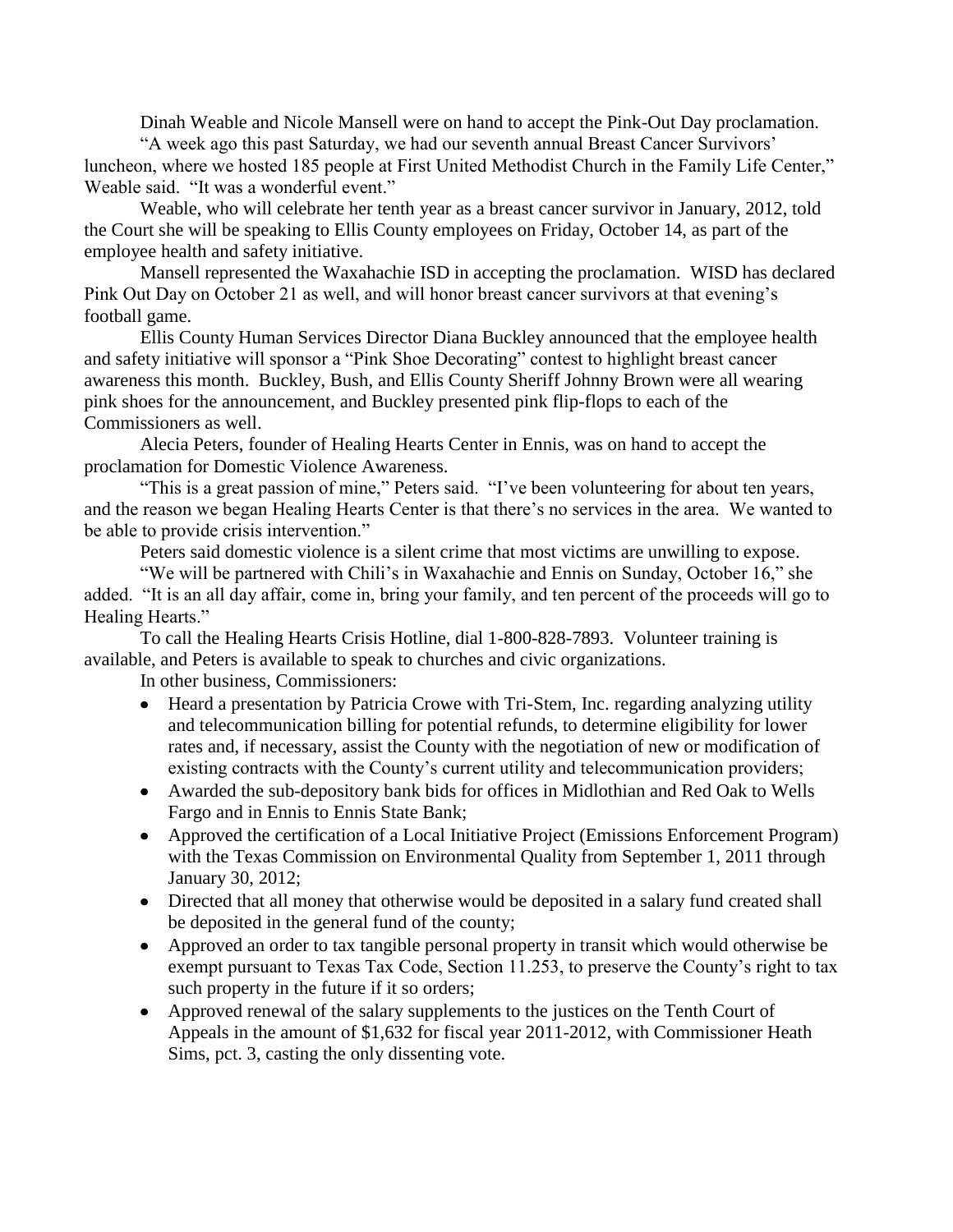Dinah Weable and Nicole Mansell were on hand to accept the Pink-Out Day proclamation.

"A week ago this past Saturday, we had our seventh annual Breast Cancer Survivors' luncheon, where we hosted 185 people at First United Methodist Church in the Family Life Center," Weable said. "It was a wonderful event."

Weable, who will celebrate her tenth year as a breast cancer survivor in January, 2012, told the Court she will be speaking to Ellis County employees on Friday, October 14, as part of the employee health and safety initiative.

Mansell represented the Waxahachie ISD in accepting the proclamation. WISD has declared Pink Out Day on October 21 as well, and will honor breast cancer survivors at that evening's football game.

Ellis County Human Services Director Diana Buckley announced that the employee health and safety initiative will sponsor a "Pink Shoe Decorating" contest to highlight breast cancer awareness this month. Buckley, Bush, and Ellis County Sheriff Johnny Brown were all wearing pink shoes for the announcement, and Buckley presented pink flip-flops to each of the Commissioners as well.

Alecia Peters, founder of Healing Hearts Center in Ennis, was on hand to accept the proclamation for Domestic Violence Awareness.

"This is a great passion of mine," Peters said. "I've been volunteering for about ten years, and the reason we began Healing Hearts Center is that there's no services in the area. We wanted to be able to provide crisis intervention."

Peters said domestic violence is a silent crime that most victims are unwilling to expose.

"We will be partnered with Chili's in Waxahachie and Ennis on Sunday, October 16," she added. "It is an all day affair, come in, bring your family, and ten percent of the proceeds will go to Healing Hearts."

To call the Healing Hearts Crisis Hotline, dial 1-800-828-7893. Volunteer training is available, and Peters is available to speak to churches and civic organizations.

In other business, Commissioners:

- Heard a presentation by Patricia Crowe with Tri-Stem, Inc. regarding analyzing utility and telecommunication billing for potential refunds, to determine eligibility for lower rates and, if necessary, assist the County with the negotiation of new or modification of existing contracts with the County's current utility and telecommunication providers;
- Awarded the sub-depository bank bids for offices in Midlothian and Red Oak to Wells Fargo and in Ennis to Ennis State Bank;
- Approved the certification of a Local Initiative Project (Emissions Enforcement Program) with the Texas Commission on Environmental Quality from September 1, 2011 through January 30, 2012;
- Directed that all money that otherwise would be deposited in a salary fund created shall be deposited in the general fund of the county;
- Approved an order to tax tangible personal property in transit which would otherwise be exempt pursuant to Texas Tax Code, Section 11.253, to preserve the County's right to tax such property in the future if it so orders;
- Approved renewal of the salary supplements to the justices on the Tenth Court of Appeals in the amount of $1,632 for fiscal year 2011-2012, with Commissioner Heath Sims, pct. 3, casting the only dissenting vote.